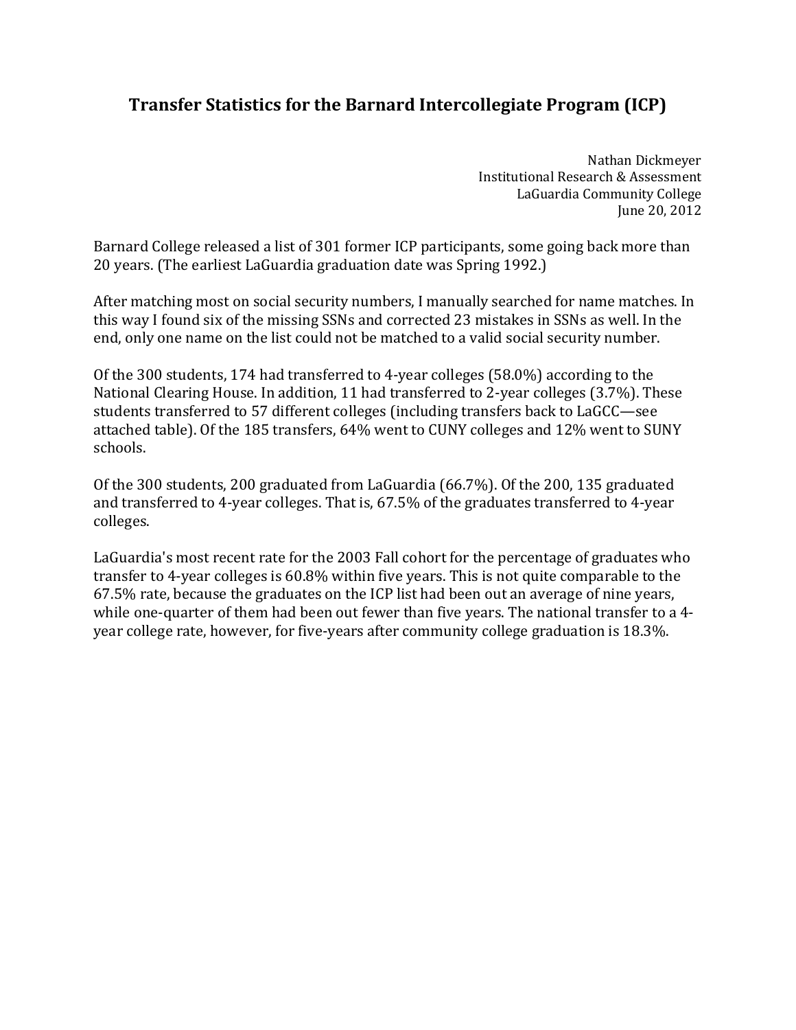# Transfer Statistics for the Barnard Intercollegiate Program (ICP)

Nathan Dickmeyer
Institutional Research & Assessment
LaGuardia Community College
June 20, 2012

Barnard College released a list of 301 former ICP participants, some going back more than 20 years. (The earliest LaGuardia graduation date was Spring 1992.)

After matching most on social security numbers, I manually searched for name matches. In this way I found six of the missing SSNs and corrected 23 mistakes in SSNs as well. In the end, only one name on the list could not be matched to a valid social security number.

Of the 300 students, 174 had transferred to 4-year colleges (58.0%) according to the National Clearing House. In addition, 11 had transferred to 2-year colleges (3.7%). These students transferred to 57 different colleges (including transfers back to LaGCC—see attached table). Of the 185 transfers, 64% went to CUNY colleges and 12% went to SUNY schools.

Of the 300 students, 200 graduated from LaGuardia (66.7%). Of the 200, 135 graduated and transferred to 4-year colleges. That is, 67.5% of the graduates transferred to 4-year colleges.

LaGuardia's most recent rate for the 2003 Fall cohort for the percentage of graduates who transfer to 4-year colleges is 60.8% within five years. This is not quite comparable to the 67.5% rate, because the graduates on the ICP list had been out an average of nine years, while one-quarter of them had been out fewer than five years. The national transfer to a 4-year college rate, however, for five-years after community college graduation is 18.3%.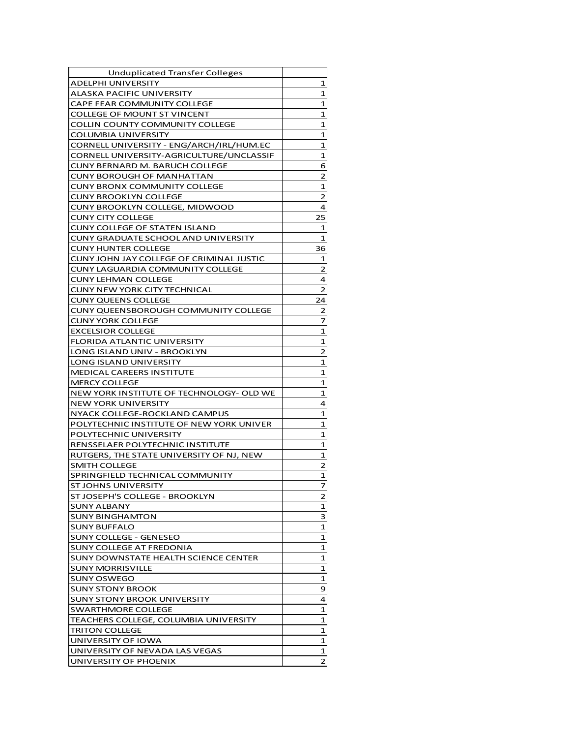| Unduplicated Transfer Colleges | |
|---|---|
| ADELPHI UNIVERSITY | 1 |
| ALASKA PACIFIC UNIVERSITY | 1 |
| CAPE FEAR COMMUNITY COLLEGE | 1 |
| COLLEGE OF MOUNT ST VINCENT | 1 |
| COLLIN COUNTY COMMUNITY COLLEGE | 1 |
| COLUMBIA UNIVERSITY | 1 |
| CORNELL UNIVERSITY - ENG/ARCH/IRL/HUM.EC | 1 |
| CORNELL UNIVERSITY-AGRICULTURE/UNCLASSIF | 1 |
| CUNY BERNARD M. BARUCH COLLEGE | 6 |
| CUNY BOROUGH OF MANHATTAN | 2 |
| CUNY BRONX COMMUNITY COLLEGE | 1 |
| CUNY BROOKLYN COLLEGE | 2 |
| CUNY BROOKLYN COLLEGE, MIDWOOD | 4 |
| CUNY CITY COLLEGE | 25 |
| CUNY COLLEGE OF STATEN ISLAND | 1 |
| CUNY GRADUATE SCHOOL AND UNIVERSITY | 1 |
| CUNY HUNTER COLLEGE | 36 |
| CUNY JOHN JAY COLLEGE OF CRIMINAL JUSTIC | 1 |
| CUNY LAGUARDIA COMMUNITY COLLEGE | 2 |
| CUNY LEHMAN COLLEGE | 4 |
| CUNY NEW YORK CITY TECHNICAL | 2 |
| CUNY QUEENS COLLEGE | 24 |
| CUNY QUEENSBOROUGH COMMUNITY COLLEGE | 2 |
| CUNY YORK COLLEGE | 7 |
| EXCELSIOR COLLEGE | 1 |
| FLORIDA ATLANTIC UNIVERSITY | 1 |
| LONG ISLAND UNIV - BROOKLYN | 2 |
| LONG ISLAND UNIVERSITY | 1 |
| MEDICAL CAREERS INSTITUTE | 1 |
| MERCY COLLEGE | 1 |
| NEW YORK INSTITUTE OF TECHNOLOGY- OLD WE | 1 |
| NEW YORK UNIVERSITY | 4 |
| NYACK COLLEGE-ROCKLAND CAMPUS | 1 |
| POLYTECHNIC INSTITUTE OF NEW YORK UNIVER | 1 |
| POLYTECHNIC UNIVERSITY | 1 |
| RENSSELAER POLYTECHNIC INSTITUTE | 1 |
| RUTGERS, THE STATE UNIVERSITY OF NJ, NEW | 1 |
| SMITH COLLEGE | 2 |
| SPRINGFIELD TECHNICAL COMMUNITY | 1 |
| ST JOHNS UNIVERSITY | 7 |
| ST JOSEPH'S COLLEGE - BROOKLYN | 2 |
| SUNY ALBANY | 1 |
| SUNY BINGHAMTON | 3 |
| SUNY BUFFALO | 1 |
| SUNY COLLEGE - GENESEO | 1 |
| SUNY COLLEGE AT FREDONIA | 1 |
| SUNY DOWNSTATE HEALTH SCIENCE CENTER | 1 |
| SUNY MORRISVILLE | 1 |
| SUNY OSWEGO | 1 |
| SUNY STONY BROOK | 9 |
| SUNY STONY BROOK UNIVERSITY | 4 |
| SWARTHMORE COLLEGE | 1 |
| TEACHERS COLLEGE, COLUMBIA UNIVERSITY | 1 |
| TRITON COLLEGE | 1 |
| UNIVERSITY OF IOWA | 1 |
| UNIVERSITY OF NEVADA LAS VEGAS | 1 |
| UNIVERSITY OF PHOENIX | 2 |